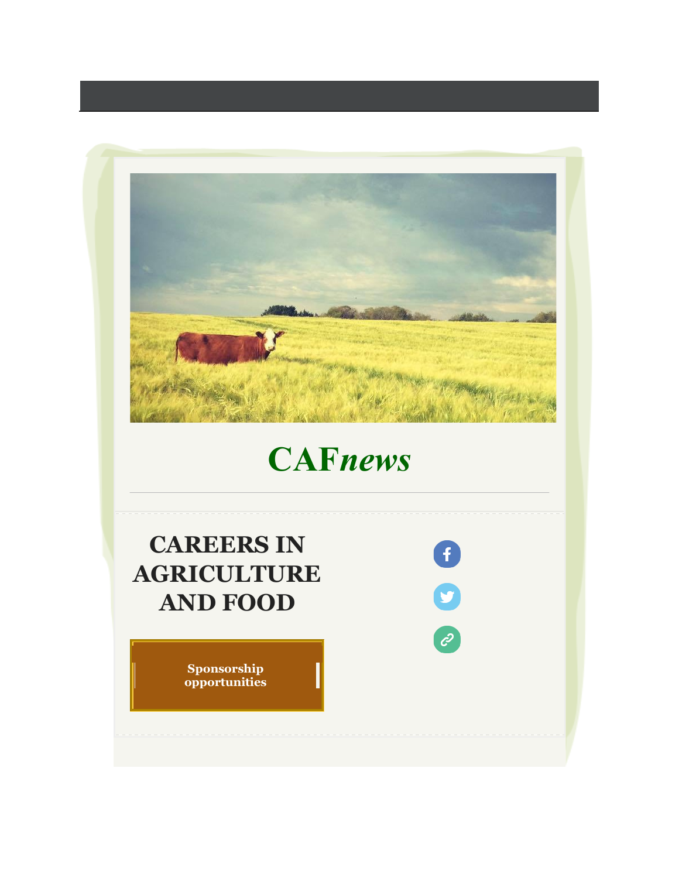# CAF*news*

## CAREERS IN AGRICULTURE AND FOOD

**Sponsorship opportunities**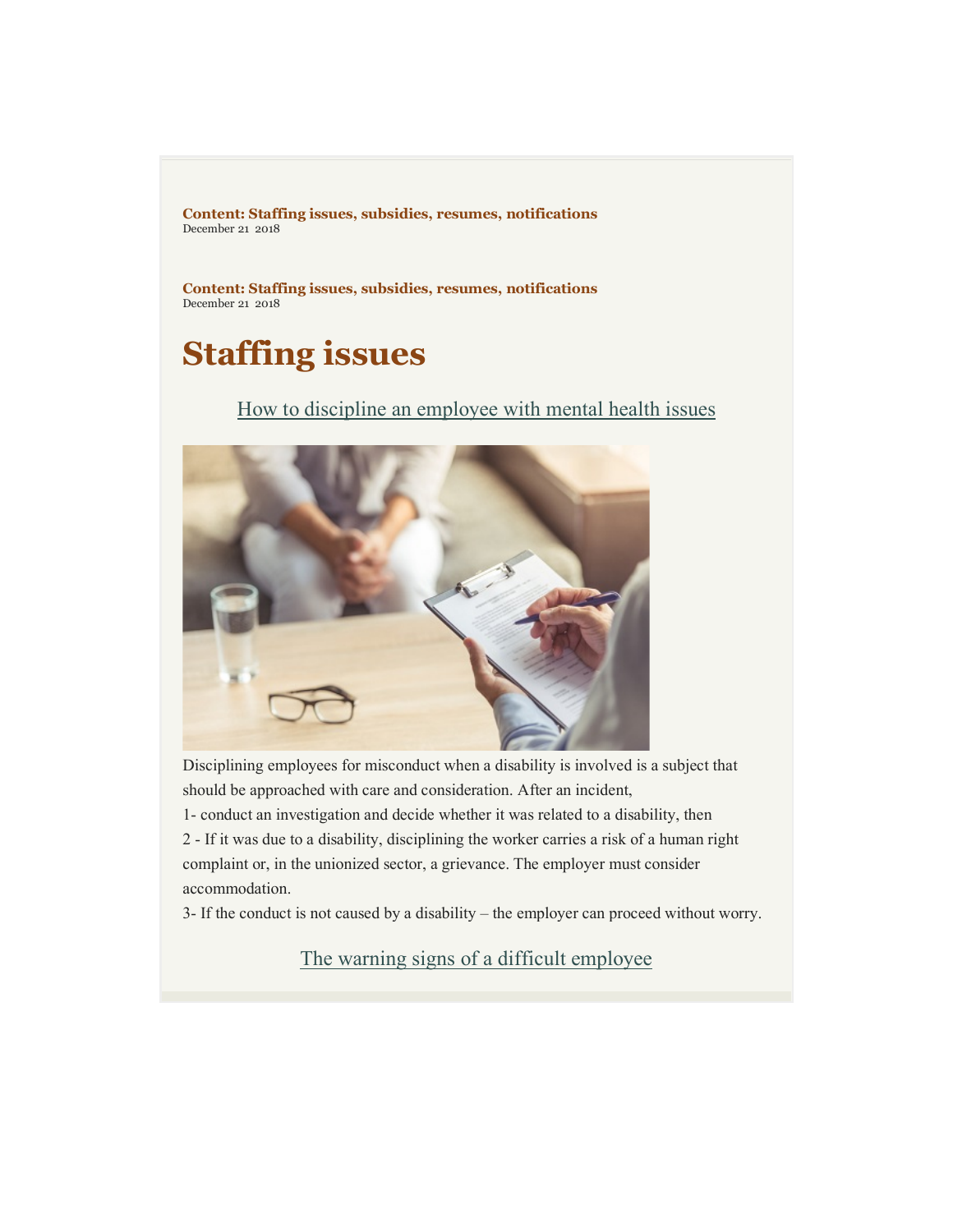**Content: Staffing issues, subsidies, resumes, notifications**
December 21 2018

**Content: Staffing issues, subsidies, resumes, notifications**
December 21 2018

# Staffing issues

How to discipline an employee with mental health issues

Disciplining employees for misconduct when a disability is involved is a subject that should be approached with care and consideration. After an incident,

1- conduct an investigation and decide whether it was related to a disability, then

2 - If it was due to a disability, disciplining the worker carries a risk of a human right complaint or, in the unionized sector, a grievance. The employer must consider accommodation.

3- If the conduct is not caused by a disability – the employer can proceed without worry.

The warning signs of a difficult employee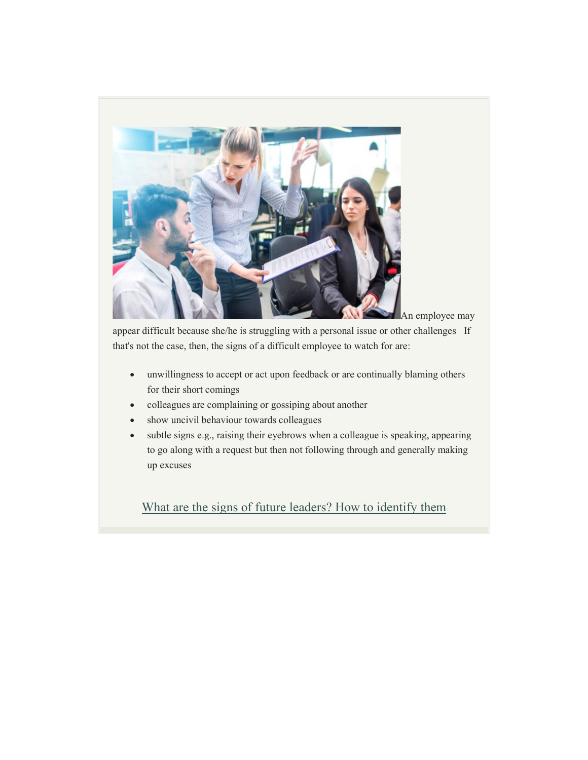An employee may appear difficult because she/he is struggling with a personal issue or other challenges   If that's not the case, then, the signs of a difficult employee to watch for are:

- unwillingness to accept or act upon feedback or are continually blaming others for their short comings
- colleagues are complaining or gossiping about another
- show uncivil behaviour towards colleagues
- subtle signs e.g., raising their eyebrows when a colleague is speaking, appearing to go along with a request but then not following through and generally making up excuses

What are the signs of future leaders? How to identify them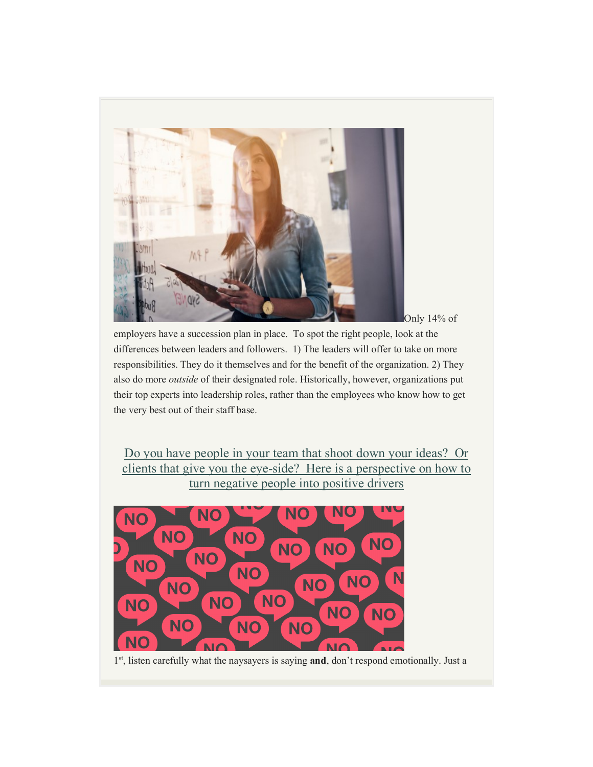Only 14% of employers have a succession plan in place. To spot the right people, look at the differences between leaders and followers. 1) The leaders will offer to take on more responsibilities. They do it themselves and for the benefit of the organization. 2) They also do more *outside* of their designated role. Historically, however, organizations put their top experts into leadership roles, rather than the employees who know how to get the very best out of their staff base.

## Do you have people in your team that shoot down your ideas? Or clients that give you the eye-side? Here is a perspective on how to turn negative people into positive drivers

1st, listen carefully what the naysayers is saying **and**, don't respond emotionally. Just a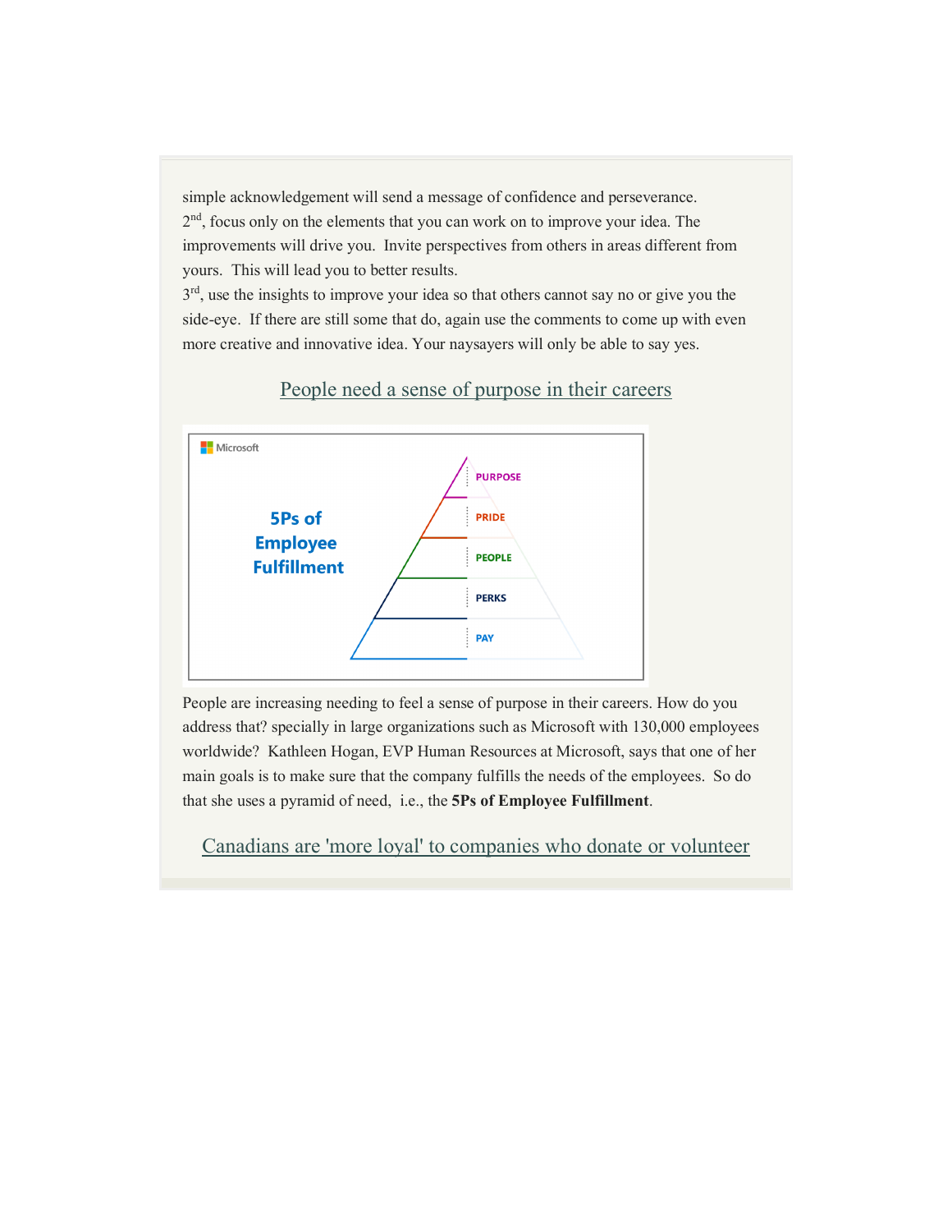simple acknowledgement will send a message of confidence and perseverance.

2nd, focus only on the elements that you can work on to improve your idea. The improvements will drive you. Invite perspectives from others in areas different from yours. This will lead you to better results.

3rd, use the insights to improve your idea so that others cannot say no or give you the side-eye. If there are still some that do, again use the comments to come up with even more creative and innovative idea. Your naysayers will only be able to say yes.

## People need a sense of purpose in their careers

Microsoft

**5Ps of Employee Fulfillment**

- PURPOSE
- PRIDE
- PEOPLE
- PERKS
- PAY

People are increasing needing to feel a sense of purpose in their careers. How do you address that? specially in large organizations such as Microsoft with 130,000 employees worldwide? Kathleen Hogan, EVP Human Resources at Microsoft, says that one of her main goals is to make sure that the company fulfills the needs of the employees. So do that she uses a pyramid of need, i.e., the **5Ps of Employee Fulfillment**.

## Canadians are 'more loyal' to companies who donate or volunteer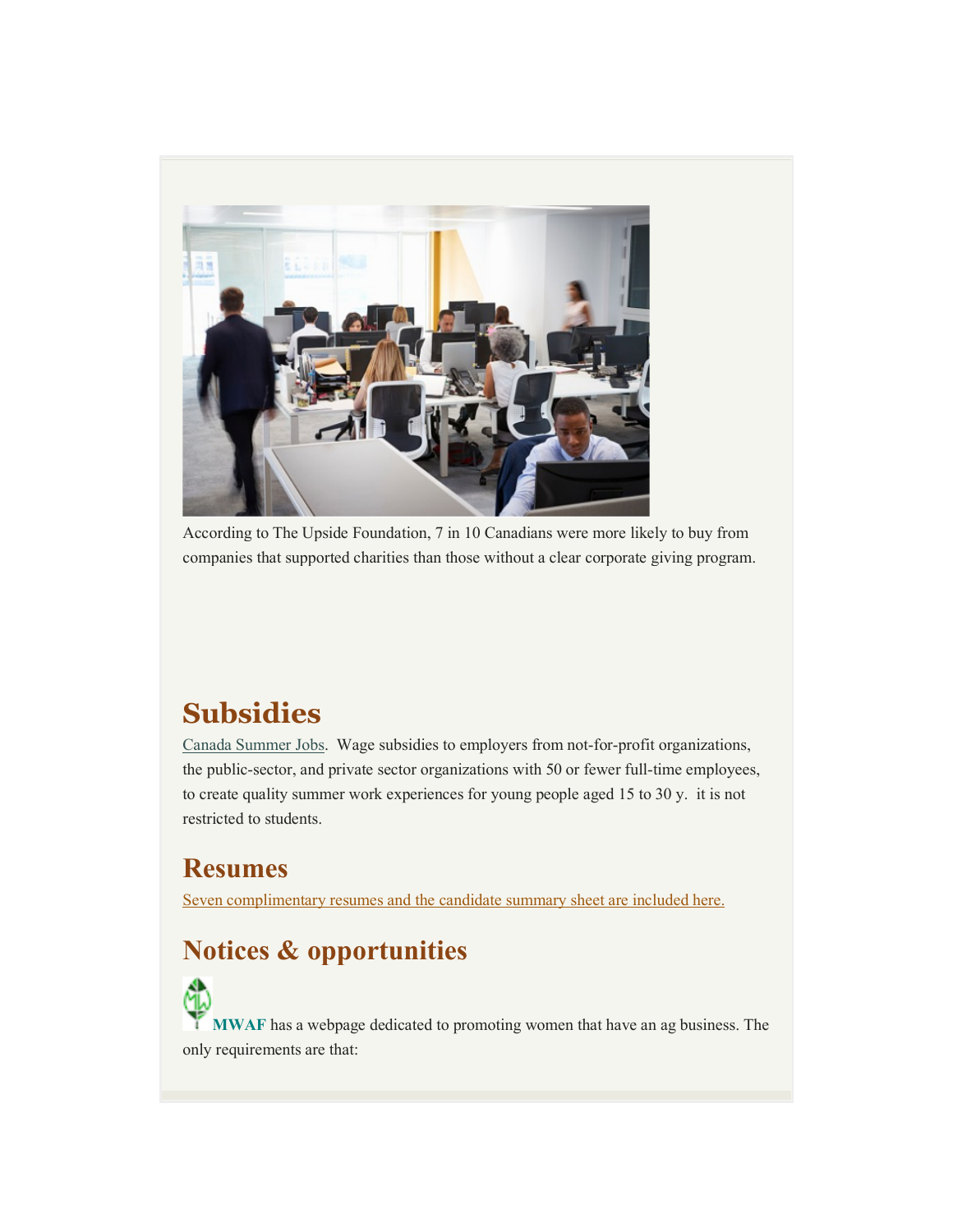According to The Upside Foundation, 7 in 10 Canadians were more likely to buy from companies that supported charities than those without a clear corporate giving program.

## Subsidies

Canada Summer Jobs. Wage subsidies to employers from not-for-profit organizations, the public-sector, and private sector organizations with 50 or fewer full-time employees, to create quality summer work experiences for young people aged 15 to 30 y. it is not restricted to students.

## Resumes

Seven complimentary resumes and the candidate summary sheet are included here.

## Notices & opportunities

**MWAF** has a webpage dedicated to promoting women that have an ag business. The only requirements are that: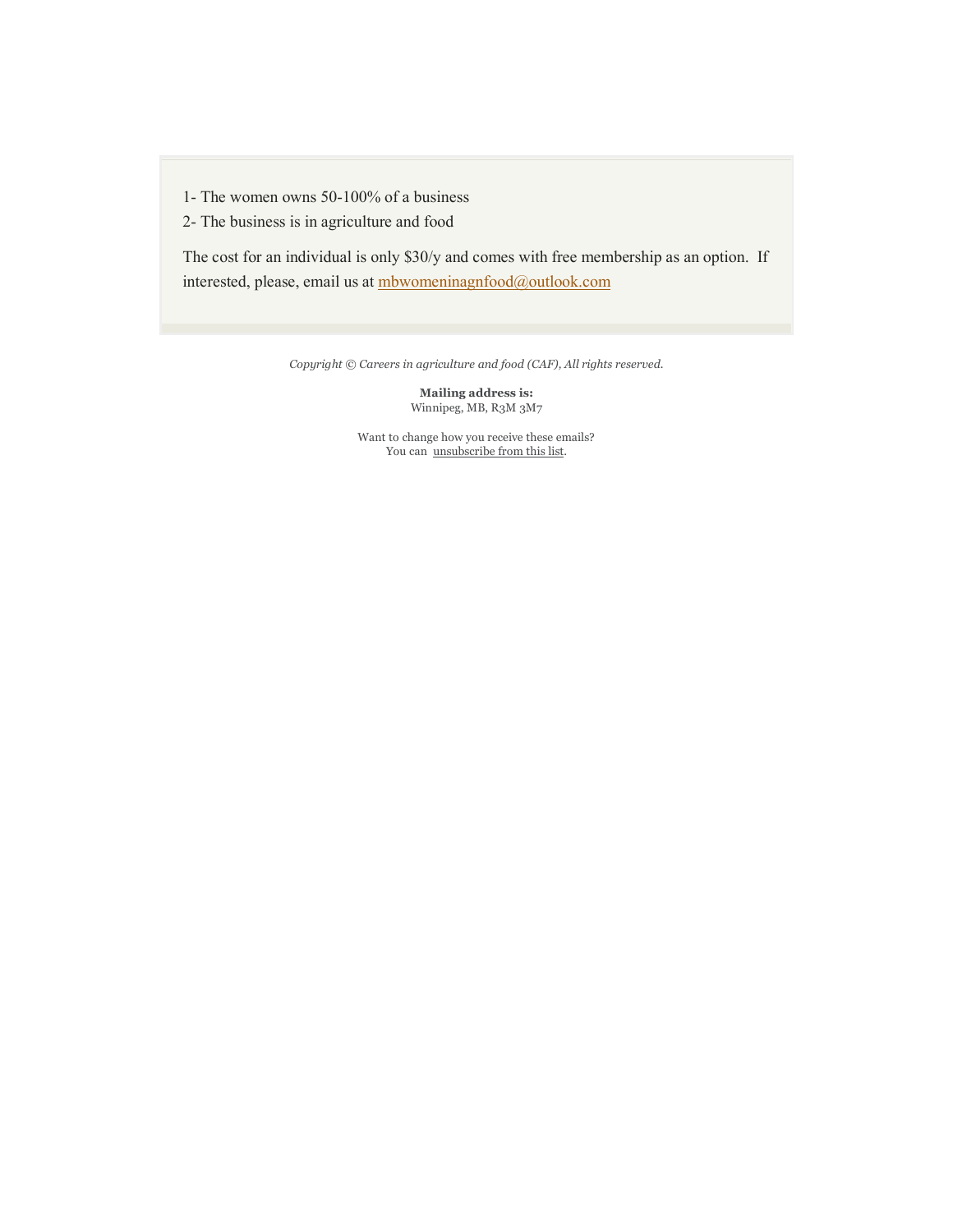1- The women owns 50-100% of a business
2- The business is in agriculture and food

The cost for an individual is only $30/y and comes with free membership as an option.  If interested, please, email us at mbwomeninagnfood@outlook.com

*Copyright © Careers in agriculture and food (CAF), All rights reserved.*

**Mailing address is:**
Winnipeg, MB, R3M 3M7

Want to change how you receive these emails?
You can unsubscribe from this list.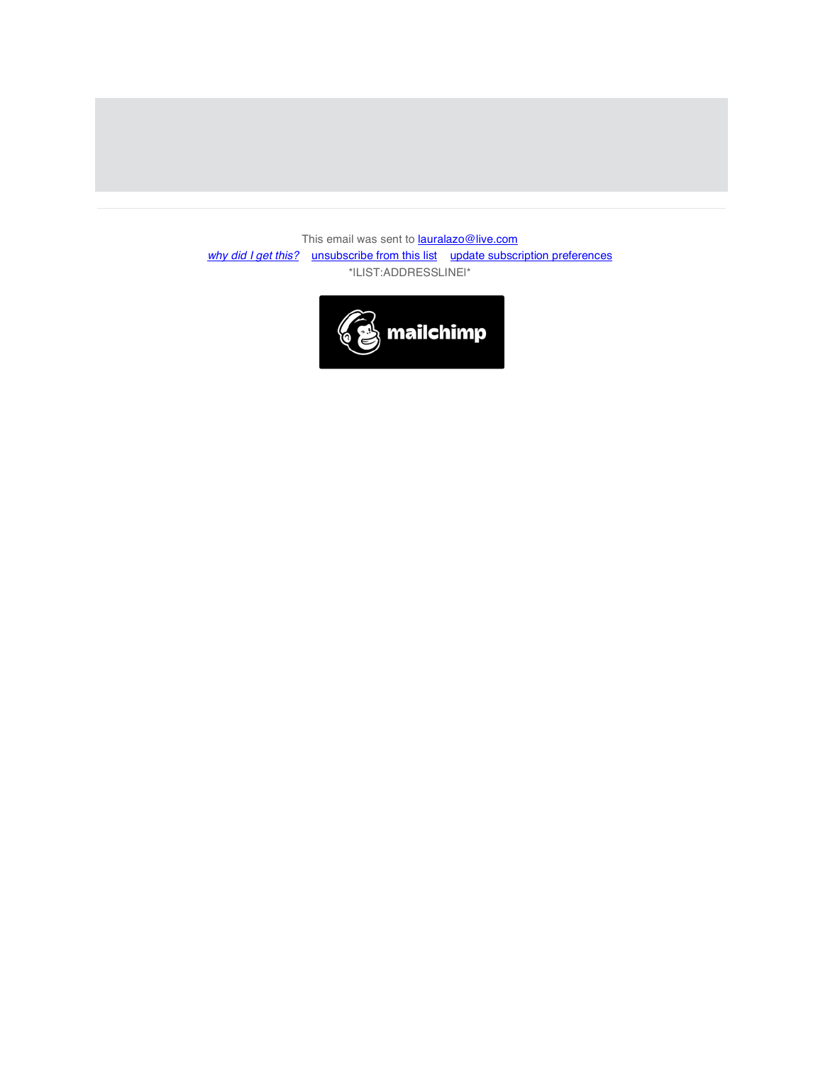This email was sent to lauralazo@live.com

*why did I get this?*    unsubscribe from this list    update subscription preferences

*|LIST:ADDRESSLINE|*